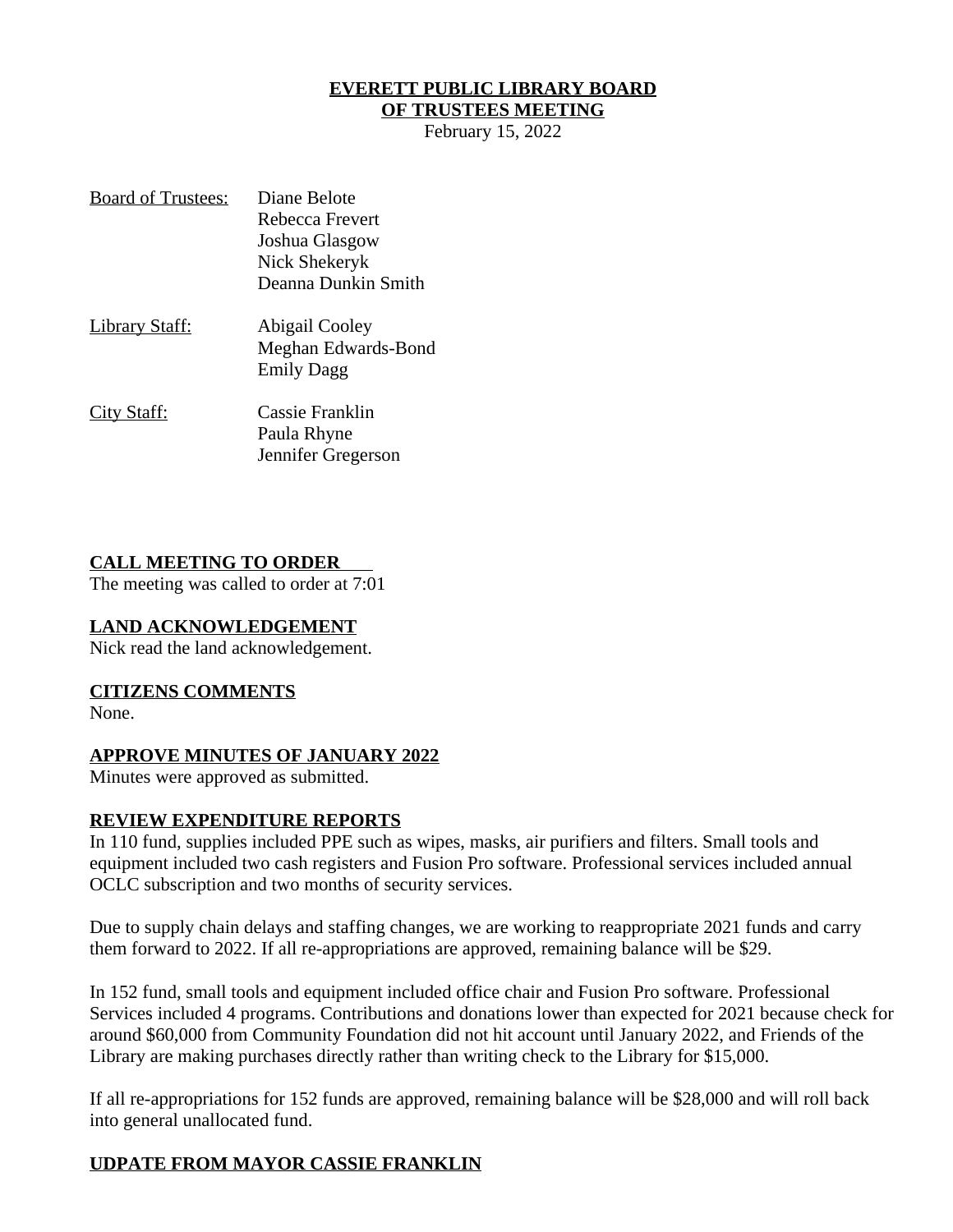# EVERETT PUBLIC LIBRARY BOARD OF TRUSTEES MEETING

February 15, 2022

Board of Trustees: Diane Belote
Rebecca Frevert
Joshua Glasgow
Nick Shekeryk
Deanna Dunkin Smith

Library Staff: Abigail Cooley
Meghan Edwards-Bond
Emily Dagg

City Staff: Cassie Franklin
Paula Rhyne
Jennifer Gregerson

## CALL MEETING TO ORDER

The meeting was called to order at 7:01

## LAND ACKNOWLEDGEMENT

Nick read the land acknowledgement.

## CITIZENS COMMENTS

None.

## APPROVE MINUTES OF JANUARY 2022

Minutes were approved as submitted.

## REVIEW EXPENDITURE REPORTS

In 110 fund, supplies included PPE such as wipes, masks, air purifiers and filters. Small tools and equipment included two cash registers and Fusion Pro software. Professional services included annual OCLC subscription and two months of security services.

Due to supply chain delays and staffing changes, we are working to reappropriate 2021 funds and carry them forward to 2022. If all re-appropriations are approved, remaining balance will be $29.

In 152 fund, small tools and equipment included office chair and Fusion Pro software. Professional Services included 4 programs. Contributions and donations lower than expected for 2021 because check for around $60,000 from Community Foundation did not hit account until January 2022, and Friends of the Library are making purchases directly rather than writing check to the Library for $15,000.

If all re-appropriations for 152 funds are approved, remaining balance will be $28,000 and will roll back into general unallocated fund.

## UDPATE FROM MAYOR CASSIE FRANKLIN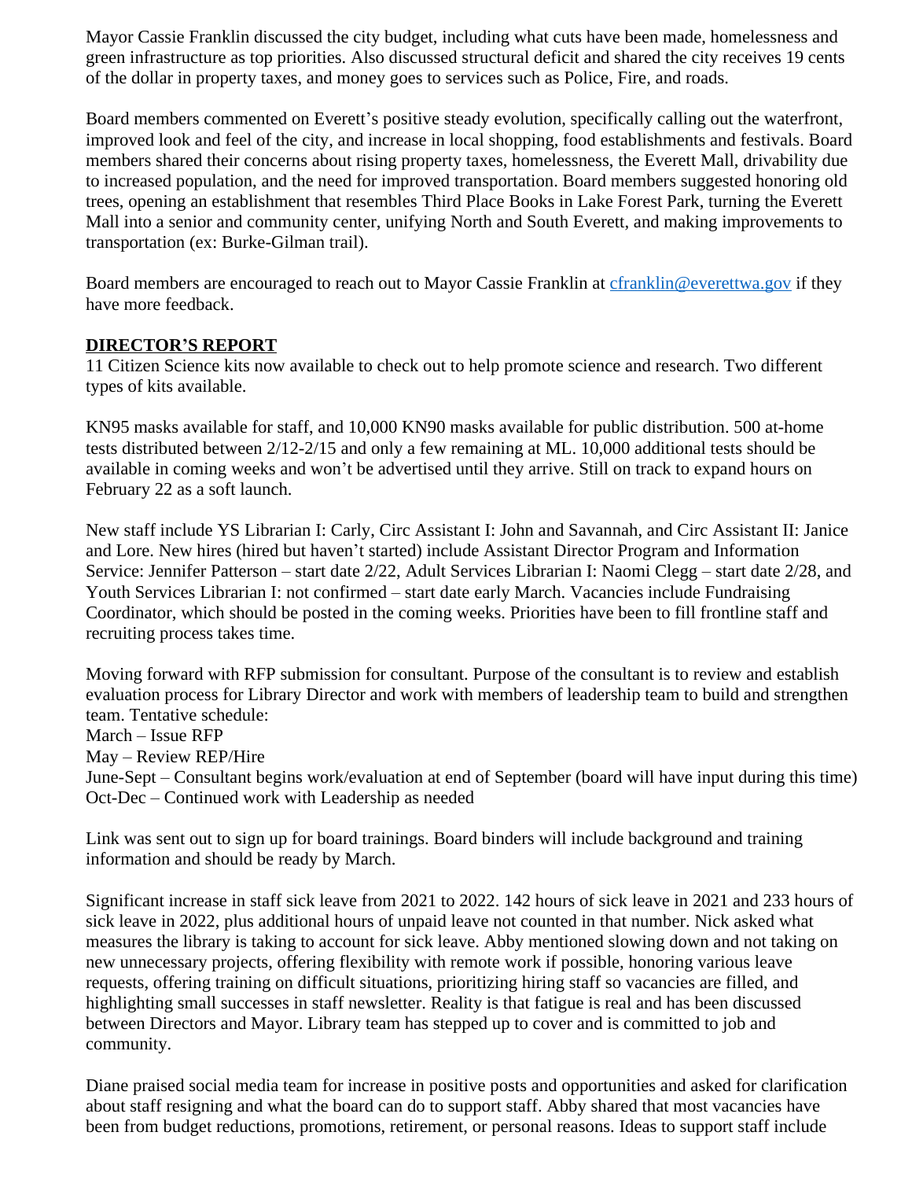Mayor Cassie Franklin discussed the city budget, including what cuts have been made, homelessness and green infrastructure as top priorities. Also discussed structural deficit and shared the city receives 19 cents of the dollar in property taxes, and money goes to services such as Police, Fire, and roads.

Board members commented on Everett's positive steady evolution, specifically calling out the waterfront, improved look and feel of the city, and increase in local shopping, food establishments and festivals. Board members shared their concerns about rising property taxes, homelessness, the Everett Mall, drivability due to increased population, and the need for improved transportation. Board members suggested honoring old trees, opening an establishment that resembles Third Place Books in Lake Forest Park, turning the Everett Mall into a senior and community center, unifying North and South Everett, and making improvements to transportation (ex: Burke-Gilman trail).

Board members are encouraged to reach out to Mayor Cassie Franklin at [cfranklin@everettwa.gov](mailto:cfranklin@everettwa.gov) if they have more feedback.

**DIRECTOR'S REPORT**

11 Citizen Science kits now available to check out to help promote science and research. Two different types of kits available.

KN95 masks available for staff, and 10,000 KN90 masks available for public distribution. 500 at-home tests distributed between 2/12-2/15 and only a few remaining at ML. 10,000 additional tests should be available in coming weeks and won't be advertised until they arrive. Still on track to expand hours on February 22 as a soft launch.

New staff include YS Librarian I: Carly, Circ Assistant I: John and Savannah, and Circ Assistant II: Janice and Lore. New hires (hired but haven't started) include Assistant Director Program and Information Service: Jennifer Patterson – start date 2/22, Adult Services Librarian I: Naomi Clegg – start date 2/28, and Youth Services Librarian I: not confirmed – start date early March. Vacancies include Fundraising Coordinator, which should be posted in the coming weeks. Priorities have been to fill frontline staff and recruiting process takes time.

Moving forward with RFP submission for consultant. Purpose of the consultant is to review and establish evaluation process for Library Director and work with members of leadership team to build and strengthen team. Tentative schedule:
March – Issue RFP
May – Review REP/Hire
June-Sept – Consultant begins work/evaluation at end of September (board will have input during this time)
Oct-Dec – Continued work with Leadership as needed

Link was sent out to sign up for board trainings. Board binders will include background and training information and should be ready by March.

Significant increase in staff sick leave from 2021 to 2022. 142 hours of sick leave in 2021 and 233 hours of sick leave in 2022, plus additional hours of unpaid leave not counted in that number. Nick asked what measures the library is taking to account for sick leave. Abby mentioned slowing down and not taking on new unnecessary projects, offering flexibility with remote work if possible, honoring various leave requests, offering training on difficult situations, prioritizing hiring staff so vacancies are filled, and highlighting small successes in staff newsletter. Reality is that fatigue is real and has been discussed between Directors and Mayor. Library team has stepped up to cover and is committed to job and community.

Diane praised social media team for increase in positive posts and opportunities and asked for clarification about staff resigning and what the board can do to support staff. Abby shared that most vacancies have been from budget reductions, promotions, retirement, or personal reasons. Ideas to support staff include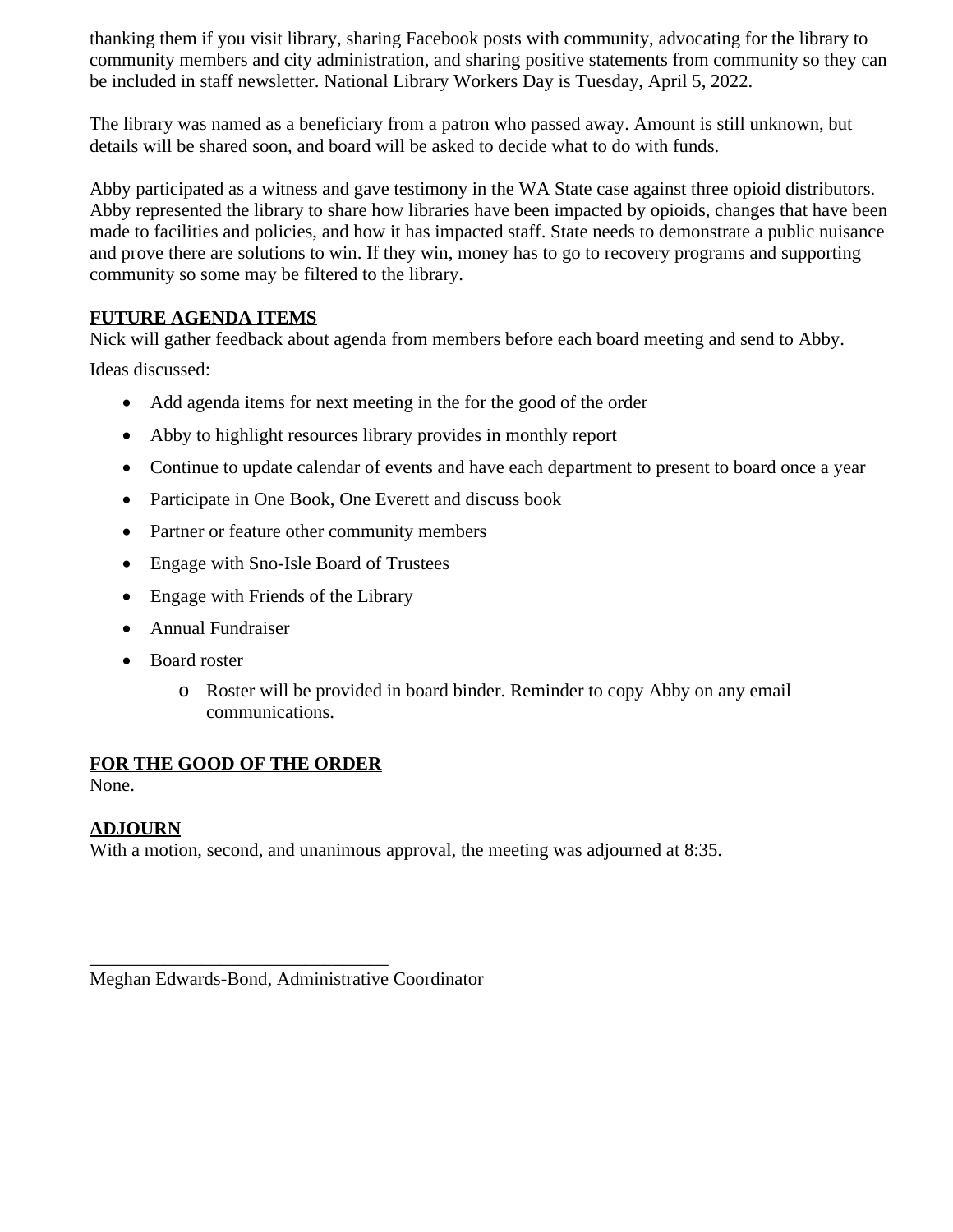thanking them if you visit library, sharing Facebook posts with community, advocating for the library to community members and city administration, and sharing positive statements from community so they can be included in staff newsletter. National Library Workers Day is Tuesday, April 5, 2022.

The library was named as a beneficiary from a patron who passed away. Amount is still unknown, but details will be shared soon, and board will be asked to decide what to do with funds.

Abby participated as a witness and gave testimony in the WA State case against three opioid distributors. Abby represented the library to share how libraries have been impacted by opioids, changes that have been made to facilities and policies, and how it has impacted staff. State needs to demonstrate a public nuisance and prove there are solutions to win. If they win, money has to go to recovery programs and supporting community so some may be filtered to the library.

**FUTURE AGENDA ITEMS**

Nick will gather feedback about agenda from members before each board meeting and send to Abby.

Ideas discussed:

- Add agenda items for next meeting in the for the good of the order
- Abby to highlight resources library provides in monthly report
- Continue to update calendar of events and have each department to present to board once a year
- Participate in One Book, One Everett and discuss book
- Partner or feature other community members
- Engage with Sno-Isle Board of Trustees
- Engage with Friends of the Library
- Annual Fundraiser
- Board roster
  - Roster will be provided in board binder. Reminder to copy Abby on any email communications.

**FOR THE GOOD OF THE ORDER**

None.

**ADJOURN**

With a motion, second, and unanimous approval, the meeting was adjourned at 8:35.

\_\_\_\_\_\_\_\_\_\_\_\_\_\_\_\_\_\_\_\_\_\_\_\_\_\_\_\_\_\_\_\_

Meghan Edwards-Bond, Administrative Coordinator